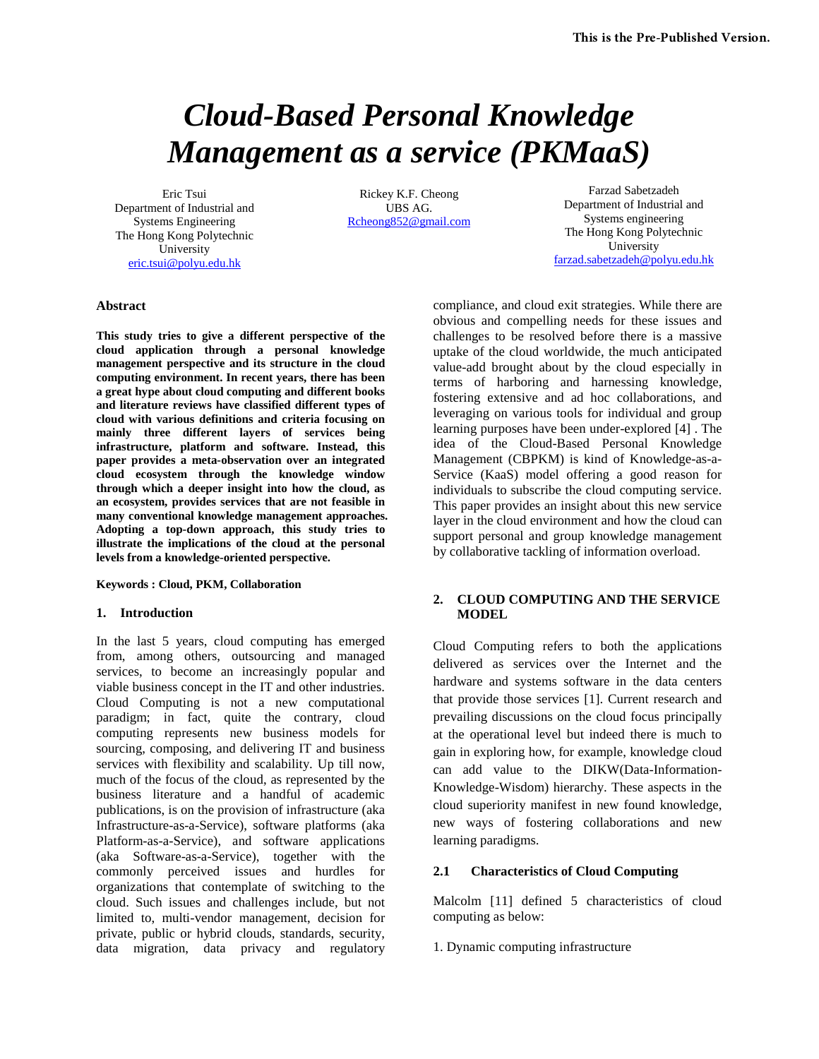This is the Pre-Published Version.

# *Cloud-Based Personal Knowledge Management as a service (PKMaaS)*

Eric Tsui
Department of Industrial and Systems Engineering
The Hong Kong Polytechnic University
eric.tsui@polyu.edu.hk

Rickey K.F. Cheong
UBS AG.
Rcheong852@gmail.com

Farzad Sabetzadeh
Department of Industrial and Systems engineering
The Hong Kong Polytechnic University
farzad.sabetzadeh@polyu.edu.hk

### Abstract

**This study tries to give a different perspective of the cloud application through a personal knowledge management perspective and its structure in the cloud computing environment. In recent years, there has been a great hype about cloud computing and different books and literature reviews have classified different types of cloud with various definitions and criteria focusing on mainly three different layers of services being infrastructure, platform and software. Instead, this paper provides a meta-observation over an integrated cloud ecosystem through the knowledge window through which a deeper insight into how the cloud, as an ecosystem, provides services that are not feasible in many conventional knowledge management approaches. Adopting a top-down approach, this study tries to illustrate the implications of the cloud at the personal levels from a knowledge-oriented perspective.**

**Keywords : Cloud, PKM, Collaboration**

## 1. Introduction

In the last 5 years, cloud computing has emerged from, among others, outsourcing and managed services, to become an increasingly popular and viable business concept in the IT and other industries. Cloud Computing is not a new computational paradigm; in fact, quite the contrary, cloud computing represents new business models for sourcing, composing, and delivering IT and business services with flexibility and scalability. Up till now, much of the focus of the cloud, as represented by the business literature and a handful of academic publications, is on the provision of infrastructure (aka Infrastructure-as-a-Service), software platforms (aka Platform-as-a-Service), and software applications (aka Software-as-a-Service), together with the commonly perceived issues and hurdles for organizations that contemplate of switching to the cloud. Such issues and challenges include, but not limited to, multi-vendor management, decision for private, public or hybrid clouds, standards, security, data migration, data privacy and regulatory compliance, and cloud exit strategies. While there are obvious and compelling needs for these issues and challenges to be resolved before there is a massive uptake of the cloud worldwide, the much anticipated value-add brought about by the cloud especially in terms of harboring and harnessing knowledge, fostering extensive and ad hoc collaborations, and leveraging on various tools for individual and group learning purposes have been under-explored [4] . The idea of the Cloud-Based Personal Knowledge Management (CBPKM) is kind of Knowledge-as-a-Service (KaaS) model offering a good reason for individuals to subscribe the cloud computing service. This paper provides an insight about this new service layer in the cloud environment and how the cloud can support personal and group knowledge management by collaborative tackling of information overload.

## 2. CLOUD COMPUTING AND THE SERVICE MODEL

Cloud Computing refers to both the applications delivered as services over the Internet and the hardware and systems software in the data centers that provide those services [1]. Current research and prevailing discussions on the cloud focus principally at the operational level but indeed there is much to gain in exploring how, for example, knowledge cloud can add value to the DIKW(Data-Information-Knowledge-Wisdom) hierarchy. These aspects in the cloud superiority manifest in new found knowledge, new ways of fostering collaborations and new learning paradigms.

### 2.1 Characteristics of Cloud Computing

Malcolm [11] defined 5 characteristics of cloud computing as below:

1. Dynamic computing infrastructure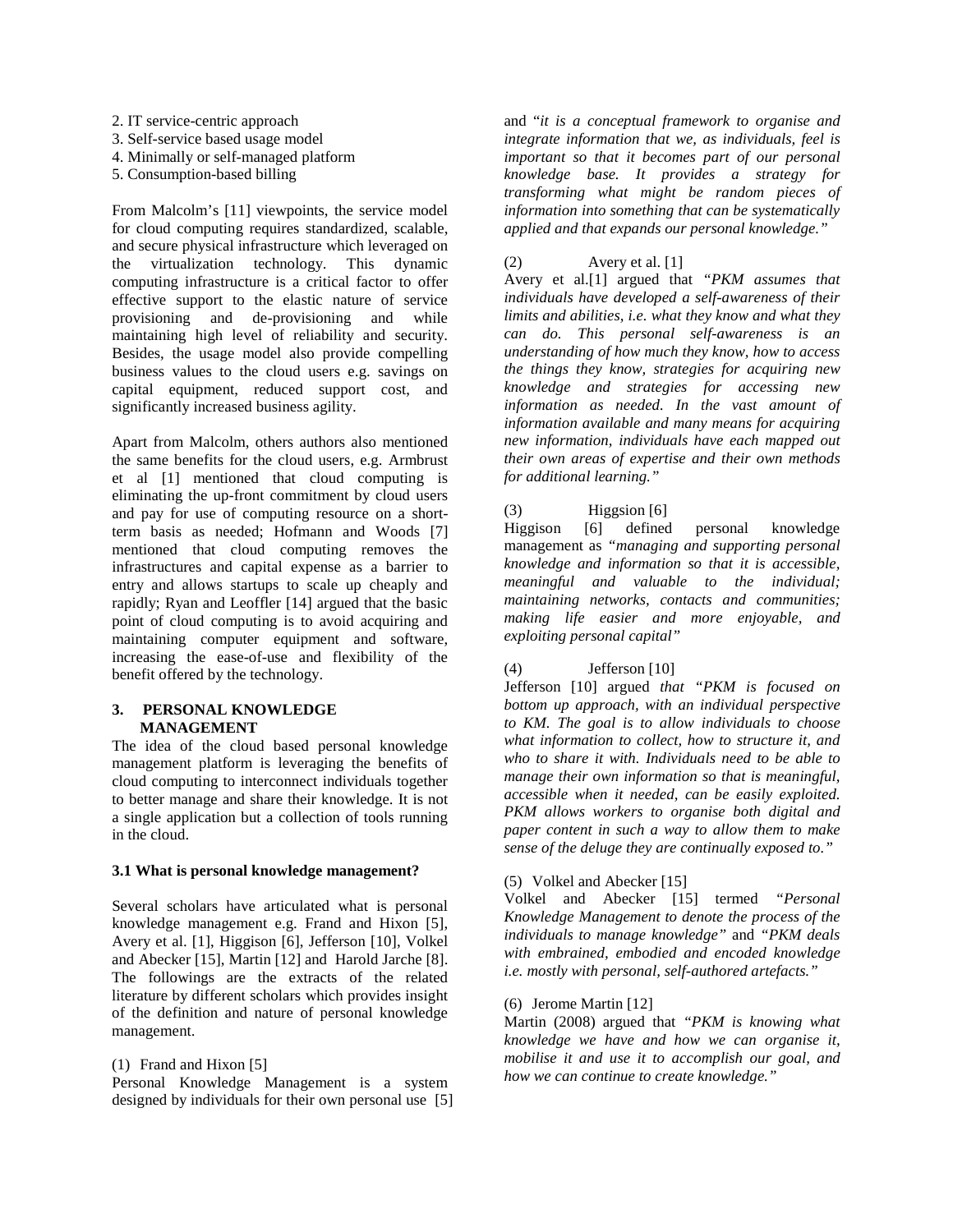2. IT service-centric approach
3. Self-service based usage model
4. Minimally or self-managed platform
5. Consumption-based billing

From Malcolm's [11] viewpoints, the service model for cloud computing requires standardized, scalable, and secure physical infrastructure which leveraged on the virtualization technology. This dynamic computing infrastructure is a critical factor to offer effective support to the elastic nature of service provisioning and de-provisioning and while maintaining high level of reliability and security. Besides, the usage model also provide compelling business values to the cloud users e.g. savings on capital equipment, reduced support cost, and significantly increased business agility.

Apart from Malcolm, others authors also mentioned the same benefits for the cloud users, e.g. Armbrust et al [1] mentioned that cloud computing is eliminating the up-front commitment by cloud users and pay for use of computing resource on a short-term basis as needed; Hofmann and Woods [7] mentioned that cloud computing removes the infrastructures and capital expense as a barrier to entry and allows startups to scale up cheaply and rapidly; Ryan and Leoffler [14] argued that the basic point of cloud computing is to avoid acquiring and maintaining computer equipment and software, increasing the ease-of-use and flexibility of the benefit offered by the technology.

## 3. PERSONAL KNOWLEDGE MANAGEMENT

The idea of the cloud based personal knowledge management platform is leveraging the benefits of cloud computing to interconnect individuals together to better manage and share their knowledge. It is not a single application but a collection of tools running in the cloud.

### 3.1 What is personal knowledge management?

Several scholars have articulated what is personal knowledge management e.g. Frand and Hixon [5], Avery et al. [1], Higgison [6], Jefferson [10], Volkel and Abecker [15], Martin [12] and Harold Jarche [8]. The followings are the extracts of the related literature by different scholars which provides insight of the definition and nature of personal knowledge management.

(1) Frand and Hixon [5]

Personal Knowledge Management is a system designed by individuals for their own personal use [5] and "*it is a conceptual framework to organise and integrate information that we, as individuals, feel is important so that it becomes part of our personal knowledge base. It provides a strategy for transforming what might be random pieces of information into something that can be systematically applied and that expands our personal knowledge.*"

(2) Avery et al. [1]

Avery et al.[1] argued that *"PKM assumes that individuals have developed a self-awareness of their limits and abilities, i.e. what they know and what they can do. This personal self-awareness is an understanding of how much they know, how to access the things they know, strategies for acquiring new knowledge and strategies for accessing new information as needed. In the vast amount of information available and many means for acquiring new information, individuals have each mapped out their own areas of expertise and their own methods for additional learning."*

(3) Higgsion [6]

Higgison [6] defined personal knowledge management as *"managing and supporting personal knowledge and information so that it is accessible, meaningful and valuable to the individual; maintaining networks, contacts and communities; making life easier and more enjoyable, and exploiting personal capital"*

(4) Jefferson [10]

Jefferson [10] argued *that "PKM is focused on bottom up approach, with an individual perspective to KM. The goal is to allow individuals to choose what information to collect, how to structure it, and who to share it with. Individuals need to be able to manage their own information so that is meaningful, accessible when it needed, can be easily exploited. PKM allows workers to organise both digital and paper content in such a way to allow them to make sense of the deluge they are continually exposed to."*

(5) Volkel and Abecker [15]

Volkel and Abecker [15] termed *"Personal Knowledge Management to denote the process of the individuals to manage knowledge"* and *"PKM deals with embrained, embodied and encoded knowledge i.e. mostly with personal, self-authored artefacts."*

(6) Jerome Martin [12]

Martin (2008) argued that *"PKM is knowing what knowledge we have and how we can organise it, mobilise it and use it to accomplish our goal, and how we can continue to create knowledge."*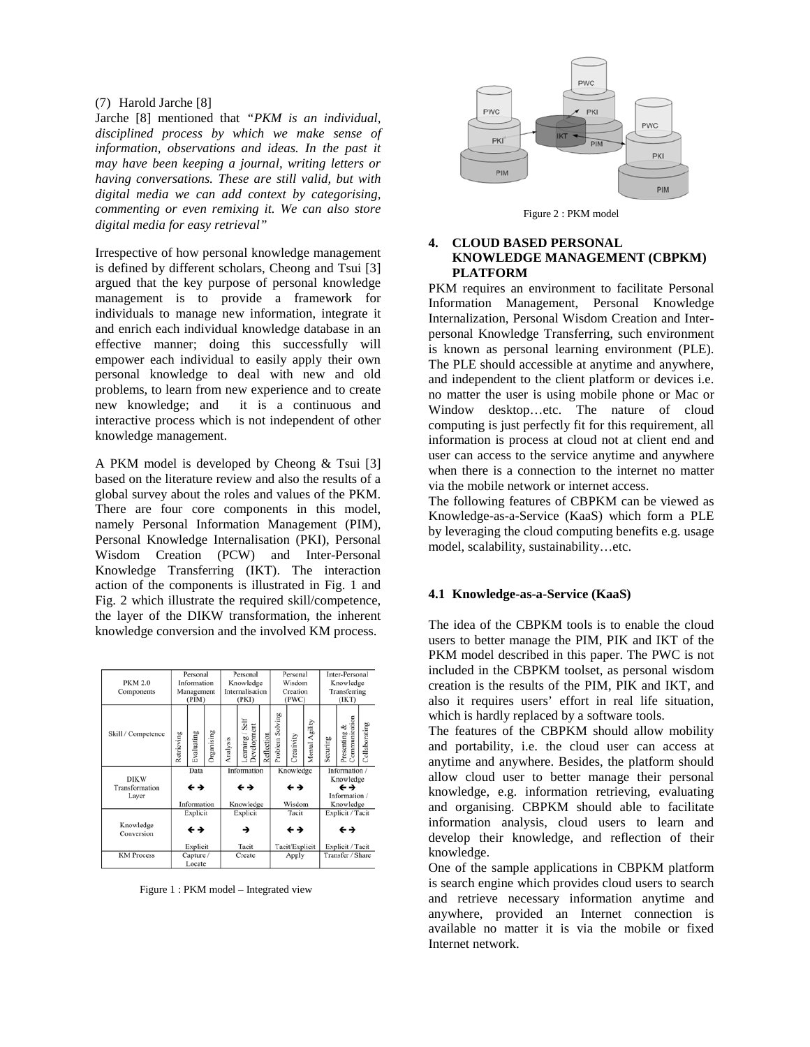(7) Harold Jarche [8]

Jarche [8] mentioned that *"PKM is an individual, disciplined process by which we make sense of information, observations and ideas. In the past it may have been keeping a journal, writing letters or having conversations. These are still valid, but with digital media we can add context by categorising, commenting or even remixing it. We can also store digital media for easy retrieval"*

Irrespective of how personal knowledge management is defined by different scholars, Cheong and Tsui [3] argued that the key purpose of personal knowledge management is to provide a framework for individuals to manage new information, integrate it and enrich each individual knowledge database in an effective manner; doing this successfully will empower each individual to easily apply their own personal knowledge to deal with new and old problems, to learn from new experience and to create new knowledge; and it is a continuous and interactive process which is not independent of other knowledge management.

A PKM model is developed by Cheong & Tsui [3] based on the literature review and also the results of a global survey about the roles and values of the PKM. There are four core components in this model, namely Personal Information Management (PIM), Personal Knowledge Internalisation (PKI), Personal Wisdom Creation (PCW) and Inter-Personal Knowledge Transferring (IKT). The interaction action of the components is illustrated in Fig. 1 and Fig. 2 which illustrate the required skill/competence, the layer of the DIKW transformation, the inherent knowledge conversion and the involved KM process.

| PKM 2.0 Components | Personal Information Management (PIM) | | | Personal Knowledge Internalisation (PKI) | | | Personal Wisdom Creation (PWC) | | | Inter-Personal Knowledge Transferring (IKT) | | |
|---|---|---|---|---|---|---|---|---|---|---|---|---|
| Skill / Competence | Retrieving | Evaluating | Organising | Analysis | Learning / Self Development | Reflection | Problem Solving | Creativity | Mental Agility | Securing | Presenting & Communication | Collaborating |
| DIKW Transformation Layer | Data ←→ Information | | | Information ←→ Knowledge | | | Knowledge ←→ Wisdom | | | Information / Knowledge ←→ Information / Knowledge | | |
| Knowledge Conversion | Explicit ←→ Explicit | | | Explicit → Tacit | | | Tacit ←→ Tacit/Explicit | | | Explicit / Tacit ←→ Explicit / Tacit | | |
| KM Process | Capture / Locate | | | Create | | | Apply | | | Transfer / Share | | |

Figure 1 : PKM model – Integrated view

PWC
PKI
PIM
IKT

Figure 2 : PKM model

## 4. CLOUD BASED PERSONAL KNOWLEDGE MANAGEMENT (CBPKM) PLATFORM

PKM requires an environment to facilitate Personal Information Management, Personal Knowledge Internalization, Personal Wisdom Creation and Inter-personal Knowledge Transferring, such environment is known as personal learning environment (PLE). The PLE should accessible at anytime and anywhere, and independent to the client platform or devices i.e. no matter the user is using mobile phone or Mac or Window desktop…etc. The nature of cloud computing is just perfectly fit for this requirement, all information is process at cloud not at client end and user can access to the service anytime and anywhere when there is a connection to the internet no matter via the mobile network or internet access.

The following features of CBPKM can be viewed as Knowledge-as-a-Service (KaaS) which form a PLE by leveraging the cloud computing benefits e.g. usage model, scalability, sustainability…etc.

### 4.1 Knowledge-as-a-Service (KaaS)

The idea of the CBPKM tools is to enable the cloud users to better manage the PIM, PIK and IKT of the PKM model described in this paper. The PWC is not included in the CBPKM toolset, as personal wisdom creation is the results of the PIM, PIK and IKT, and also it requires users' effort in real life situation, which is hardly replaced by a software tools.

The features of the CBPKM should allow mobility and portability, i.e. the cloud user can access at anytime and anywhere. Besides, the platform should allow cloud user to better manage their personal knowledge, e.g. information retrieving, evaluating and organising. CBPKM should able to facilitate information analysis, cloud users to learn and develop their knowledge, and reflection of their knowledge.

One of the sample applications in CBPKM platform is search engine which provides cloud users to search and retrieve necessary information anytime and anywhere, provided an Internet connection is available no matter it is via the mobile or fixed Internet network.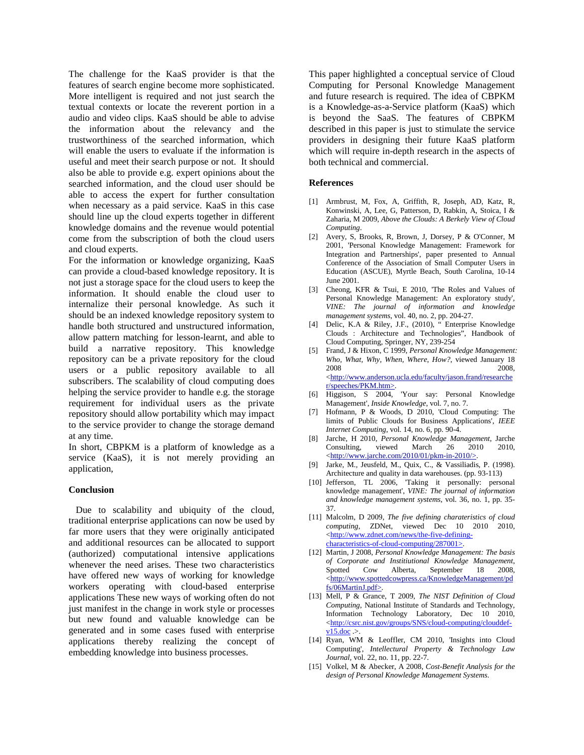The challenge for the KaaS provider is that the features of search engine become more sophisticated. More intelligent is required and not just search the textual contexts or locate the reverent portion in a audio and video clips. KaaS should be able to advise the information about the relevancy and the trustworthiness of the searched information, which will enable the users to evaluate if the information is useful and meet their search purpose or not. It should also be able to provide e.g. expert opinions about the searched information, and the cloud user should be able to access the expert for further consultation when necessary as a paid service. KaaS in this case should line up the cloud experts together in different knowledge domains and the revenue would potential come from the subscription of both the cloud users and cloud experts.

For the information or knowledge organizing, KaaS can provide a cloud-based knowledge repository. It is not just a storage space for the cloud users to keep the information. It should enable the cloud user to internalize their personal knowledge. As such it should be an indexed knowledge repository system to handle both structured and unstructured information, allow pattern matching for lesson-learnt, and able to build a narrative repository. This knowledge repository can be a private repository for the cloud users or a public repository available to all subscribers. The scalability of cloud computing does helping the service provider to handle e.g. the storage requirement for individual users as the private repository should allow portability which may impact to the service provider to change the storage demand at any time.

In short, CBPKM is a platform of knowledge as a service (KaaS), it is not merely providing an application,

## Conclusion

Due to scalability and ubiquity of the cloud, traditional enterprise applications can now be used by far more users that they were originally anticipated and additional resources can be allocated to support (authorized) computational intensive applications whenever the need arises. These two characteristics have offered new ways of working for knowledge workers operating with cloud-based enterprise applications These new ways of working often do not just manifest in the change in work style or processes but new found and valuable knowledge can be generated and in some cases fused with enterprise applications thereby realizing the concept of embedding knowledge into business processes.

This paper highlighted a conceptual service of Cloud Computing for Personal Knowledge Management and future research is required. The idea of CBPKM is a Knowledge-as-a-Service platform (KaaS) which is beyond the SaaS. The features of CBPKM described in this paper is just to stimulate the service providers in designing their future KaaS platform which will require in-depth research in the aspects of both technical and commercial.

## References

[1] Armbrust, M, Fox, A, Griffith, R, Joseph, AD, Katz, R, Konwinski, A, Lee, G, Patterson, D, Rabkin, A, Stoica, I & Zaharia, M 2009, *Above the Clouds: A Berkely View of Cloud Computing*.

[2] Avery, S, Brooks, R, Brown, J, Dorsey, P & O'Conner, M 2001, 'Personal Knowledge Management: Framework for Integration and Partnerships', paper presented to Annual Conference of the Association of Small Computer Users in Education (ASCUE), Myrtle Beach, South Carolina, 10-14 June 2001.

[3] Cheong, KFR & Tsui, E 2010, 'The Roles and Values of Personal Knowledge Management: An exploratory study', *VINE: The journal of information and knowledge management systems*, vol. 40, no. 2, pp. 204-27.

[4] Delic, K.A & Riley, J.F., (2010), " Enterprise Knowledge Clouds : Architecture and Technologies", Handbook of Cloud Computing, Springer, NY, 239-254

[5] Frand, J & Hixon, C 1999, *Personal Knowledge Management: Who, What, Why, When, Where, How?*, viewed January 18 2008 2008, <http://www.anderson.ucla.edu/faculty/jason.frand/researcher/speeches/PKM.htm>.

[6] Higgison, S 2004, 'Your say: Personal Knowledge Management', *Inside Knowledge*, vol. 7, no. 7.

[7] Hofmann, P & Woods, D 2010, 'Cloud Computing: The limits of Public Clouds for Business Applications', *IEEE Internet Computing*, vol. 14, no. 6, pp. 90-4.

[8] Jarche, H 2010, *Personal Knowledge Management*, Jarche Consulting, viewed March 26 2010 2010, <http://www.jarche.com/2010/01/pkm-in-2010/>.

[9] Jarke, M., Jeusfeld, M., Quix, C., & Vassiliadis, P. (1998). Architecture and quality in data warehouses. (pp. 93-113)

[10] Jefferson, TL 2006, 'Taking it personally: personal knowledge management', *VINE: The journal of information and knowledge management systems*, vol. 36, no. 1, pp. 35-37.

[11] Malcolm, D 2009, *The five defining charateristics of cloud computing*, ZDNet, viewed Dec 10 2010 2010, <http://www.zdnet.com/news/the-five-defining-characteristics-of-cloud-computing/287001>.

[12] Martin, J 2008, *Personal Knowledge Management: The basis of Corporate and Instituitional Knowledge Management*, Spotted Cow Alberta, September 18 2008, <http://www.spottedcowpress.ca/KnowledgeManagement/pdfs/06MartinJ.pdf>.

[13] Mell, P & Grance, T 2009, *The NIST Definition of Cloud Computing*, National Institute of Standards and Technology, Information Technology Laboratory, Dec 10 2010, <http://csrc.nist.gov/groups/SNS/cloud-computing/clouddef-v15.doc .>.

[14] Ryan, WM & Leoffler, CM 2010, 'Insights into Cloud Computing', *Intellectual Property & Technology Law Journal*, vol. 22, no. 11, pp. 22-7.

[15] Volkel, M & Abecker, A 2008, *Cost-Benefit Analysis for the design of Personal Knowledge Management Systems*.